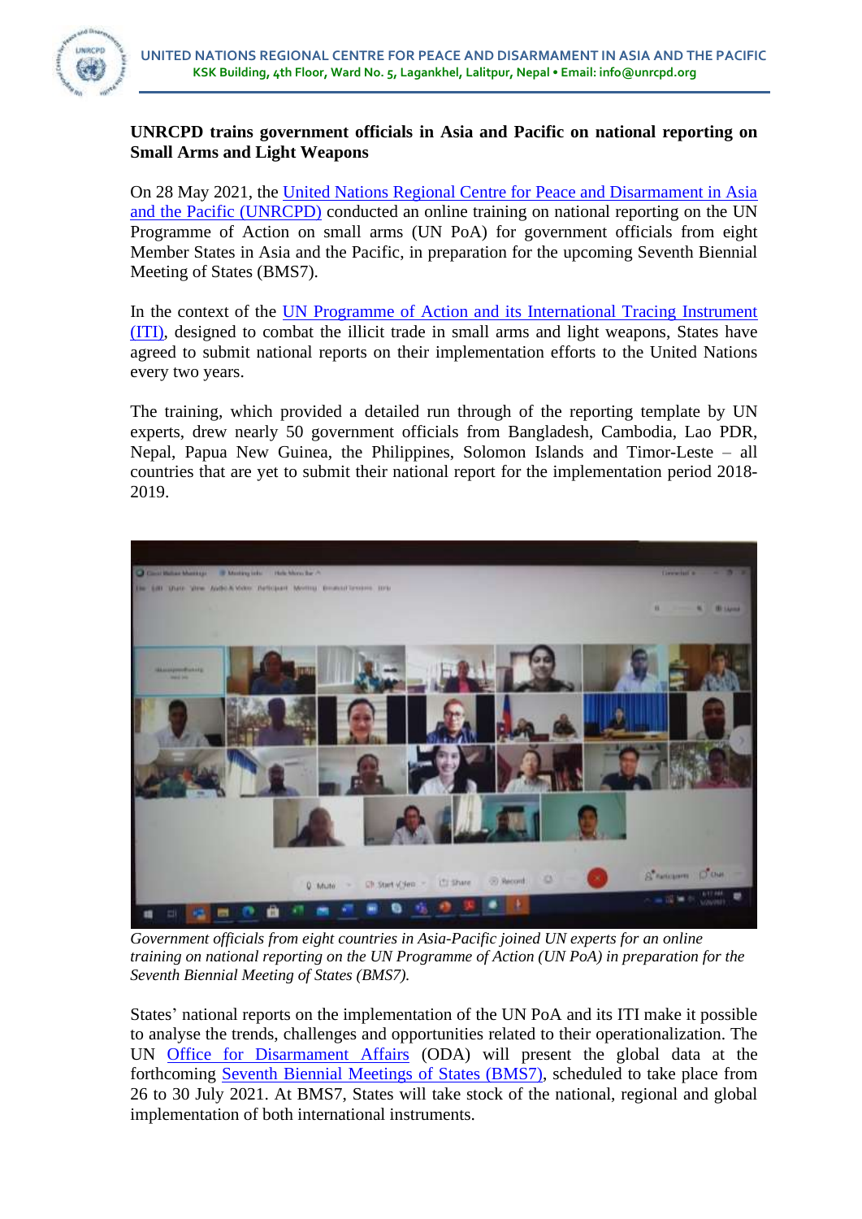UNITED NATIONS REGIONAL CENTRE FOR PEACE AND DISARMAMENT IN ASIA AND THE PACIFIC
KSK Building, 4th Floor, Ward No. 5, Lagankhel, Lalitpur, Nepal • Email: info@unrcpd.org

**UNRCPD trains government officials in Asia and Pacific on national reporting on Small Arms and Light Weapons**

On 28 May 2021, the United Nations Regional Centre for Peace and Disarmament in Asia and the Pacific (UNRCPD) conducted an online training on national reporting on the UN Programme of Action on small arms (UN PoA) for government officials from eight Member States in Asia and the Pacific, in preparation for the upcoming Seventh Biennial Meeting of States (BMS7).

In the context of the UN Programme of Action and its International Tracing Instrument (ITI), designed to combat the illicit trade in small arms and light weapons, States have agreed to submit national reports on their implementation efforts to the United Nations every two years.

The training, which provided a detailed run through of the reporting template by UN experts, drew nearly 50 government officials from Bangladesh, Cambodia, Lao PDR, Nepal, Papua New Guinea, the Philippines, Solomon Islands and Timor-Leste – all countries that are yet to submit their national report for the implementation period 2018-2019.

*Government officials from eight countries in Asia-Pacific joined UN experts for an online training on national reporting on the UN Programme of Action (UN PoA) in preparation for the Seventh Biennial Meeting of States (BMS7).*

States' national reports on the implementation of the UN PoA and its ITI make it possible to analyse the trends, challenges and opportunities related to their operationalization. The UN Office for Disarmament Affairs (ODA) will present the global data at the forthcoming Seventh Biennial Meetings of States (BMS7), scheduled to take place from 26 to 30 July 2021. At BMS7, States will take stock of the national, regional and global implementation of both international instruments.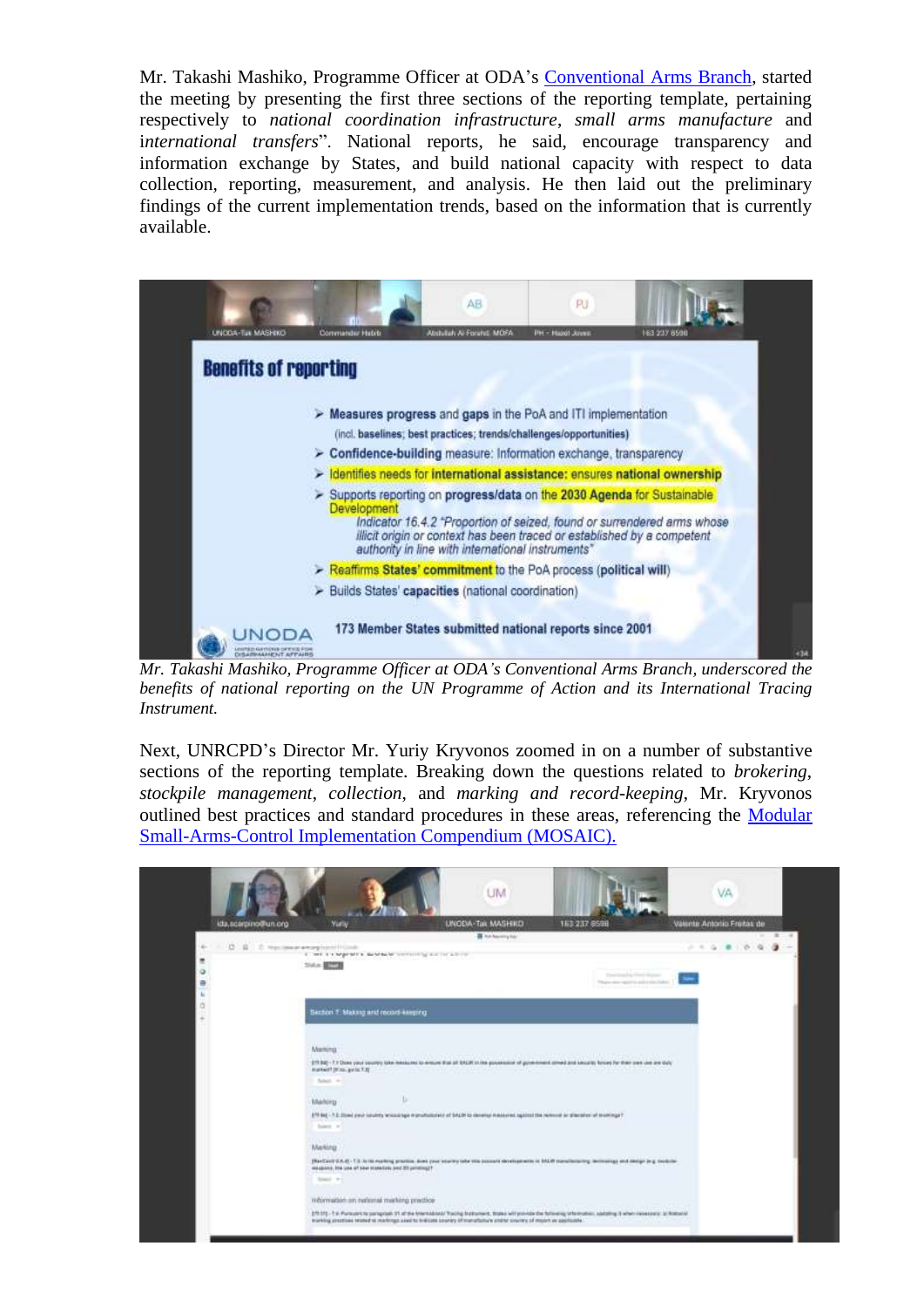Mr. Takashi Mashiko, Programme Officer at ODA's Conventional Arms Branch, started the meeting by presenting the first three sections of the reporting template, pertaining respectively to *national coordination infrastructure*, *small arms manufacture* and *international transfers*". National reports, he said, encourage transparency and information exchange by States, and build national capacity with respect to data collection, reporting, measurement, and analysis. He then laid out the preliminary findings of the current implementation trends, based on the information that is currently available.

*Mr. Takashi Mashiko, Programme Officer at ODA's Conventional Arms Branch, underscored the benefits of national reporting on the UN Programme of Action and its International Tracing Instrument.*

Next, UNRCPD's Director Mr. Yuriy Kryvonos zoomed in on a number of substantive sections of the reporting template. Breaking down the questions related to *brokering*, *stockpile management*, *collection*, and *marking and record-keeping*, Mr. Kryvonos outlined best practices and standard procedures in these areas, referencing the Modular Small-Arms-Control Implementation Compendium (MOSAIC).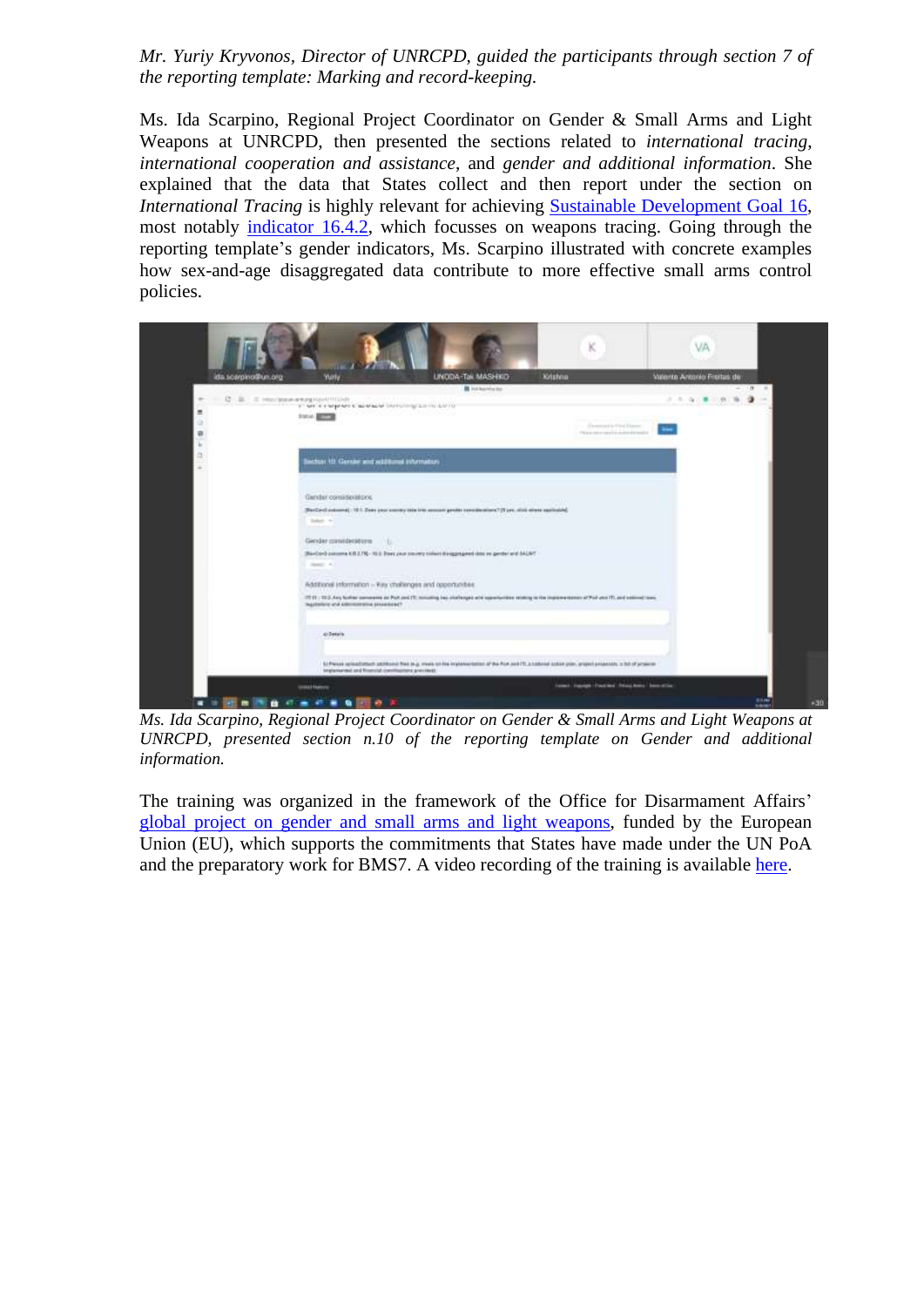*Mr. Yuriy Kryvonos, Director of UNRCPD, guided the participants through section 7 of the reporting template: Marking and record-keeping.*

Ms. Ida Scarpino, Regional Project Coordinator on Gender & Small Arms and Light Weapons at UNRCPD, then presented the sections related to *international tracing*, *international cooperation and assistance*, and *gender and additional information*. She explained that the data that States collect and then report under the section on *International Tracing* is highly relevant for achieving [Sustainable Development Goal 16](), most notably [indicator 16.4.2](), which focusses on weapons tracing. Going through the reporting template's gender indicators, Ms. Scarpino illustrated with concrete examples how sex-and-age disaggregated data contribute to more effective small arms control policies.

*Ms. Ida Scarpino, Regional Project Coordinator on Gender & Small Arms and Light Weapons at UNRCPD, presented section n.10 of the reporting template on Gender and additional information.*

The training was organized in the framework of the Office for Disarmament Affairs' [global project on gender and small arms and light weapons](), funded by the European Union (EU), which supports the commitments that States have made under the UN PoA and the preparatory work for BMS7. A video recording of the training is available [here]().